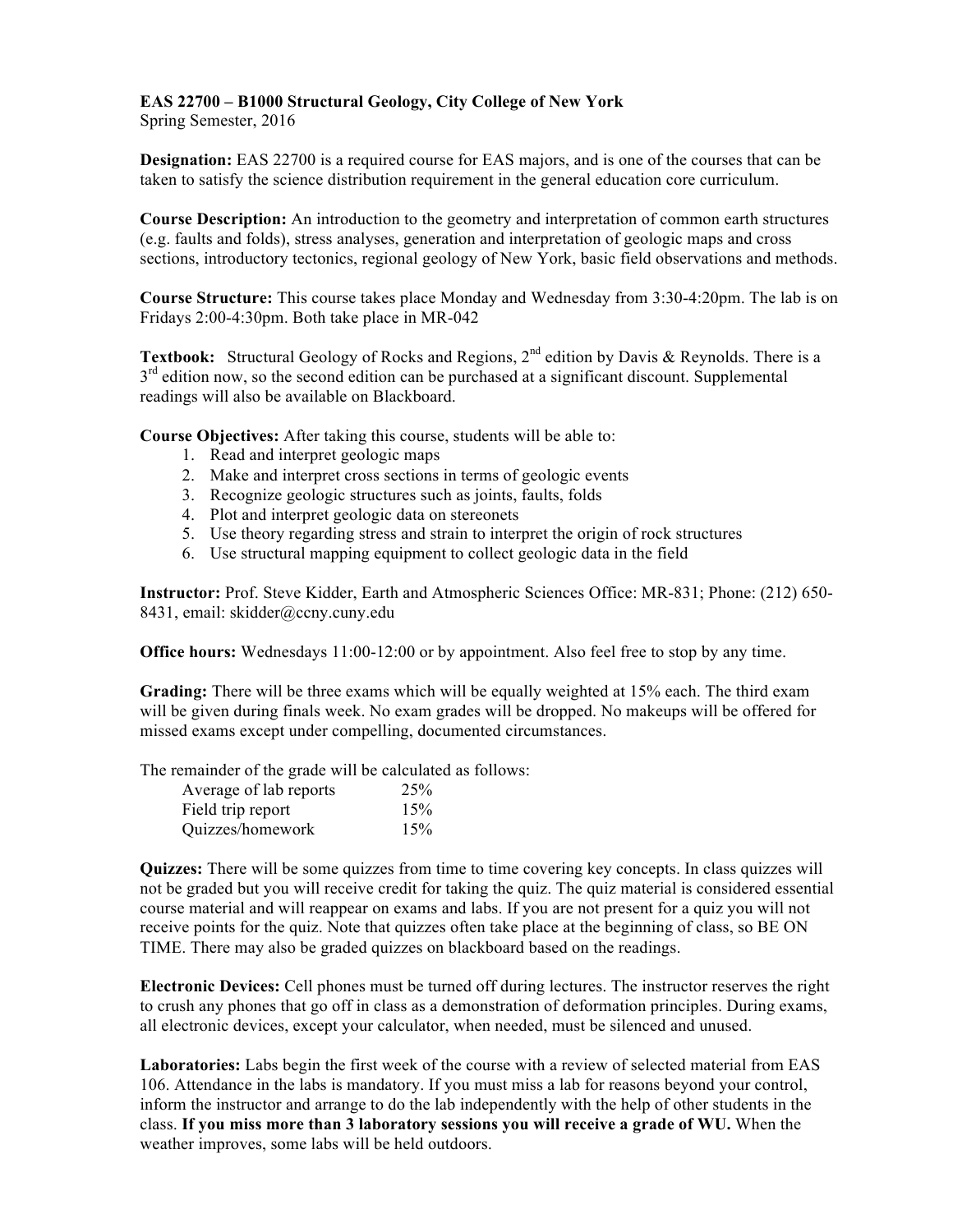**EAS 22700 – B1000 Structural Geology, City College of New York**
Spring Semester, 2016

**Designation:** EAS 22700 is a required course for EAS majors, and is one of the courses that can be taken to satisfy the science distribution requirement in the general education core curriculum.

**Course Description:** An introduction to the geometry and interpretation of common earth structures (e.g. faults and folds), stress analyses, generation and interpretation of geologic maps and cross sections, introductory tectonics, regional geology of New York, basic field observations and methods.

**Course Structure:** This course takes place Monday and Wednesday from 3:30-4:20pm. The lab is on Fridays 2:00-4:30pm. Both take place in MR-042

**Textbook:** Structural Geology of Rocks and Regions, 2nd edition by Davis & Reynolds. There is a 3rd edition now, so the second edition can be purchased at a significant discount. Supplemental readings will also be available on Blackboard.

**Course Objectives:** After taking this course, students will be able to:

1. Read and interpret geologic maps
2. Make and interpret cross sections in terms of geologic events
3. Recognize geologic structures such as joints, faults, folds
4. Plot and interpret geologic data on stereonets
5. Use theory regarding stress and strain to interpret the origin of rock structures
6. Use structural mapping equipment to collect geologic data in the field

**Instructor:** Prof. Steve Kidder, Earth and Atmospheric Sciences Office: MR-831; Phone: (212) 650-8431, email: skidder@ccny.cuny.edu

**Office hours:** Wednesdays 11:00-12:00 or by appointment. Also feel free to stop by any time.

**Grading:** There will be three exams which will be equally weighted at 15% each. The third exam will be given during finals week. No exam grades will be dropped. No makeups will be offered for missed exams except under compelling, documented circumstances.

The remainder of the grade will be calculated as follows:

| | |
|---|---|
| Average of lab reports | 25% |
| Field trip report | 15% |
| Quizzes/homework | 15% |

**Quizzes:** There will be some quizzes from time to time covering key concepts. In class quizzes will not be graded but you will receive credit for taking the quiz. The quiz material is considered essential course material and will reappear on exams and labs. If you are not present for a quiz you will not receive points for the quiz. Note that quizzes often take place at the beginning of class, so BE ON TIME. There may also be graded quizzes on blackboard based on the readings.

**Electronic Devices:** Cell phones must be turned off during lectures. The instructor reserves the right to crush any phones that go off in class as a demonstration of deformation principles. During exams, all electronic devices, except your calculator, when needed, must be silenced and unused.

**Laboratories:** Labs begin the first week of the course with a review of selected material from EAS 106. Attendance in the labs is mandatory. If you must miss a lab for reasons beyond your control, inform the instructor and arrange to do the lab independently with the help of other students in the class. **If you miss more than 3 laboratory sessions you will receive a grade of WU.** When the weather improves, some labs will be held outdoors.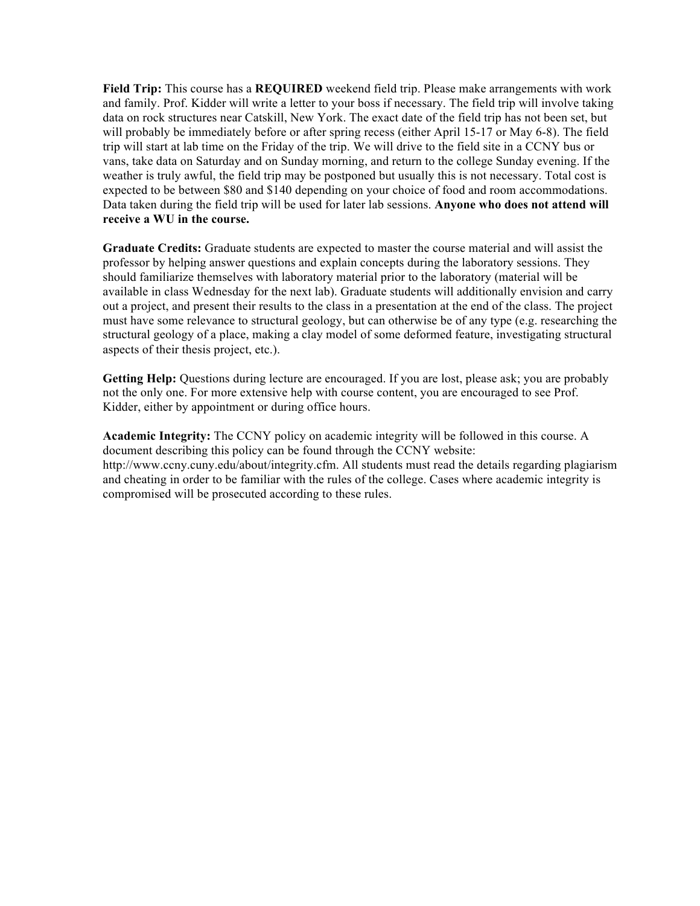**Field Trip:** This course has a **REQUIRED** weekend field trip. Please make arrangements with work and family. Prof. Kidder will write a letter to your boss if necessary. The field trip will involve taking data on rock structures near Catskill, New York. The exact date of the field trip has not been set, but will probably be immediately before or after spring recess (either April 15-17 or May 6-8). The field trip will start at lab time on the Friday of the trip. We will drive to the field site in a CCNY bus or vans, take data on Saturday and on Sunday morning, and return to the college Sunday evening. If the weather is truly awful, the field trip may be postponed but usually this is not necessary. Total cost is expected to be between $80 and $140 depending on your choice of food and room accommodations. Data taken during the field trip will be used for later lab sessions. **Anyone who does not attend will receive a WU in the course.**

**Graduate Credits:** Graduate students are expected to master the course material and will assist the professor by helping answer questions and explain concepts during the laboratory sessions. They should familiarize themselves with laboratory material prior to the laboratory (material will be available in class Wednesday for the next lab). Graduate students will additionally envision and carry out a project, and present their results to the class in a presentation at the end of the class. The project must have some relevance to structural geology, but can otherwise be of any type (e.g. researching the structural geology of a place, making a clay model of some deformed feature, investigating structural aspects of their thesis project, etc.).

**Getting Help:** Questions during lecture are encouraged. If you are lost, please ask; you are probably not the only one. For more extensive help with course content, you are encouraged to see Prof. Kidder, either by appointment or during office hours.

**Academic Integrity:** The CCNY policy on academic integrity will be followed in this course. A document describing this policy can be found through the CCNY website: http://www.ccny.cuny.edu/about/integrity.cfm. All students must read the details regarding plagiarism and cheating in order to be familiar with the rules of the college. Cases where academic integrity is compromised will be prosecuted according to these rules.